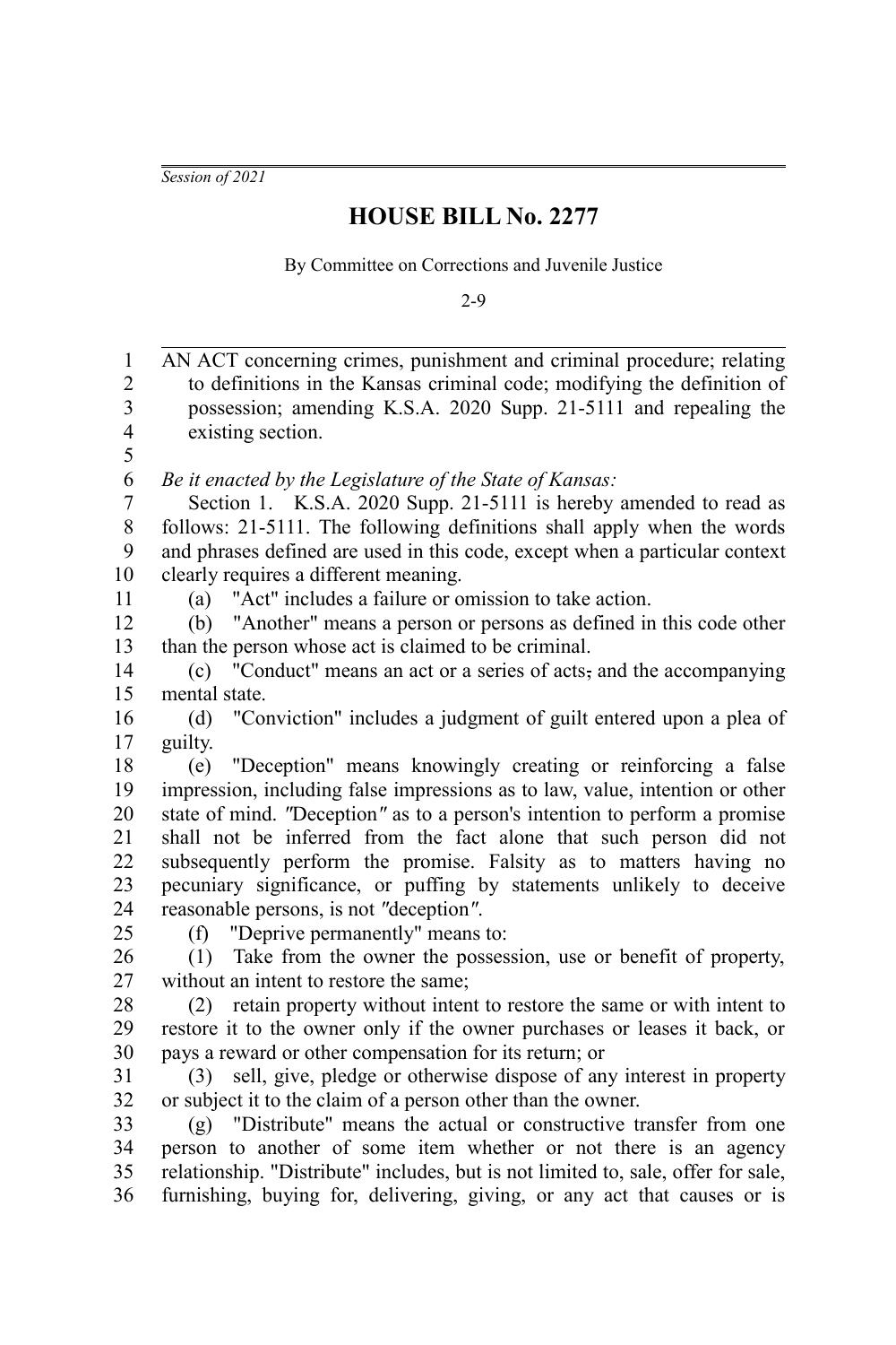*Session of 2021*

# HOUSE BILL No. 2277

By Committee on Corrections and Juvenile Justice

2-9

AN ACT concerning crimes, punishment and criminal procedure; relating to definitions in the Kansas criminal code; modifying the definition of possession; amending K.S.A. 2020 Supp. 21-5111 and repealing the existing section.

*Be it enacted by the Legislature of the State of Kansas:*

Section 1. K.S.A. 2020 Supp. 21-5111 is hereby amended to read as follows: 21-5111. The following definitions shall apply when the words and phrases defined are used in this code, except when a particular context clearly requires a different meaning.

(a) "Act" includes a failure or omission to take action.

(b) "Another" means a person or persons as defined in this code other than the person whose act is claimed to be criminal.

(c) "Conduct" means an act or a series of acts, and the accompanying mental state.

(d) "Conviction" includes a judgment of guilt entered upon a plea of guilty.

(e) "Deception" means knowingly creating or reinforcing a false impression, including false impressions as to law, value, intention or other state of mind. "Deception" as to a person's intention to perform a promise shall not be inferred from the fact alone that such person did not subsequently perform the promise. Falsity as to matters having no pecuniary significance, or puffing by statements unlikely to deceive reasonable persons, is not "deception".

(f) "Deprive permanently" means to:

(1) Take from the owner the possession, use or benefit of property, without an intent to restore the same;

(2) retain property without intent to restore the same or with intent to restore it to the owner only if the owner purchases or leases it back, or pays a reward or other compensation for its return; or

(3) sell, give, pledge or otherwise dispose of any interest in property or subject it to the claim of a person other than the owner.

(g) "Distribute" means the actual or constructive transfer from one person to another of some item whether or not there is an agency relationship. "Distribute" includes, but is not limited to, sale, offer for sale, furnishing, buying for, delivering, giving, or any act that causes or is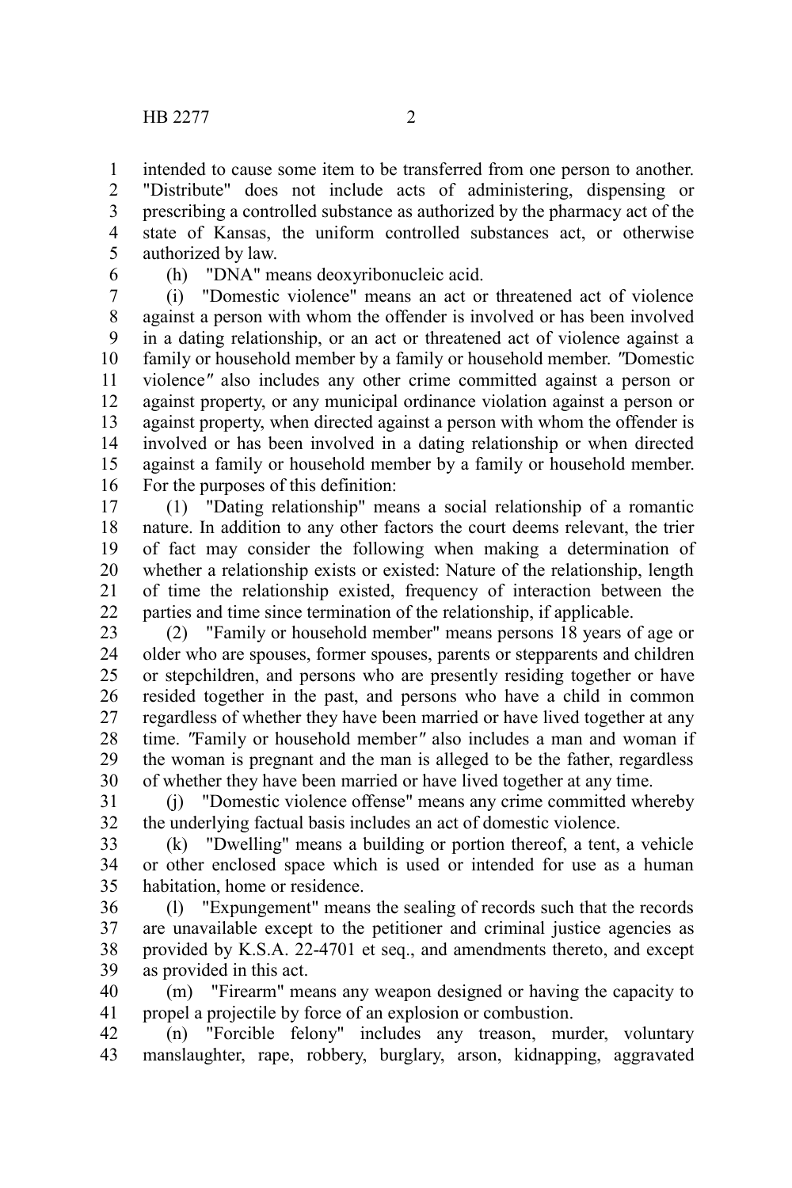intended to cause some item to be transferred from one person to another. "Distribute" does not include acts of administering, dispensing or prescribing a controlled substance as authorized by the pharmacy act of the state of Kansas, the uniform controlled substances act, or otherwise authorized by law.

(h) "DNA" means deoxyribonucleic acid.

(i) "Domestic violence" means an act or threatened act of violence against a person with whom the offender is involved or has been involved in a dating relationship, or an act or threatened act of violence against a family or household member by a family or household member. "Domestic violence" also includes any other crime committed against a person or against property, or any municipal ordinance violation against a person or against property, when directed against a person with whom the offender is involved or has been involved in a dating relationship or when directed against a family or household member by a family or household member. For the purposes of this definition:

(1) "Dating relationship" means a social relationship of a romantic nature. In addition to any other factors the court deems relevant, the trier of fact may consider the following when making a determination of whether a relationship exists or existed: Nature of the relationship, length of time the relationship existed, frequency of interaction between the parties and time since termination of the relationship, if applicable.

(2) "Family or household member" means persons 18 years of age or older who are spouses, former spouses, parents or stepparents and children or stepchildren, and persons who are presently residing together or have resided together in the past, and persons who have a child in common regardless of whether they have been married or have lived together at any time. "Family or household member" also includes a man and woman if the woman is pregnant and the man is alleged to be the father, regardless of whether they have been married or have lived together at any time.

(j) "Domestic violence offense" means any crime committed whereby the underlying factual basis includes an act of domestic violence.

(k) "Dwelling" means a building or portion thereof, a tent, a vehicle or other enclosed space which is used or intended for use as a human habitation, home or residence.

(l) "Expungement" means the sealing of records such that the records are unavailable except to the petitioner and criminal justice agencies as provided by K.S.A. 22-4701 et seq., and amendments thereto, and except as provided in this act.

(m) "Firearm" means any weapon designed or having the capacity to propel a projectile by force of an explosion or combustion.

(n) "Forcible felony" includes any treason, murder, voluntary manslaughter, rape, robbery, burglary, arson, kidnapping, aggravated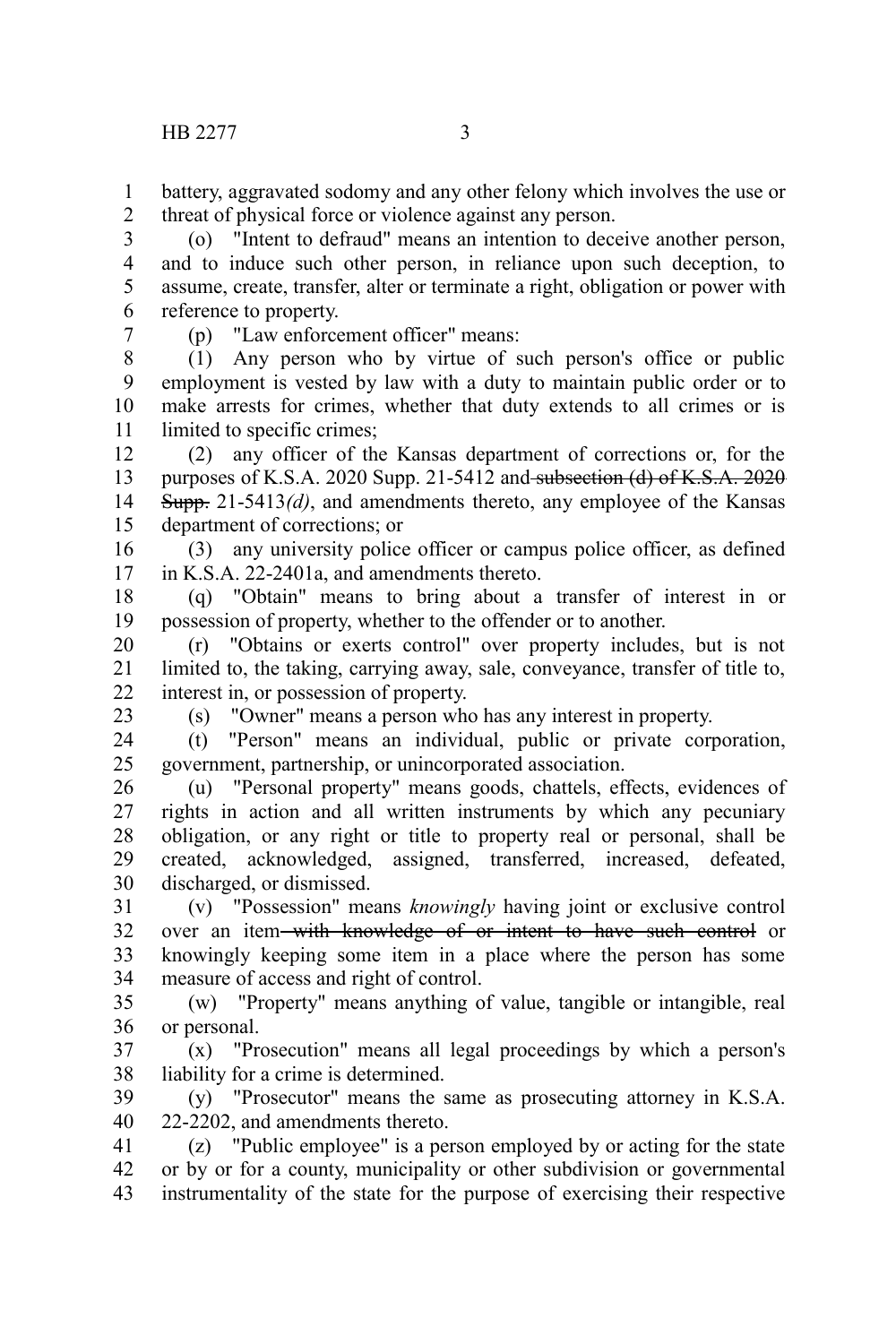battery, aggravated sodomy and any other felony which involves the use or threat of physical force or violence against any person.

(o) "Intent to defraud" means an intention to deceive another person, and to induce such other person, in reliance upon such deception, to assume, create, transfer, alter or terminate a right, obligation or power with reference to property.

(p) "Law enforcement officer" means:

(1) Any person who by virtue of such person's office or public employment is vested by law with a duty to maintain public order or to make arrests for crimes, whether that duty extends to all crimes or is limited to specific crimes;

(2) any officer of the Kansas department of corrections or, for the purposes of K.S.A. 2020 Supp. 21-5412 and ~~subsection (d) of K.S.A. 2020 Supp.~~ 21-5413*(d)*, and amendments thereto, any employee of the Kansas department of corrections; or

(3) any university police officer or campus police officer, as defined in K.S.A. 22-2401a, and amendments thereto.

(q) "Obtain" means to bring about a transfer of interest in or possession of property, whether to the offender or to another.

(r) "Obtains or exerts control" over property includes, but is not limited to, the taking, carrying away, sale, conveyance, transfer of title to, interest in, or possession of property.

(s) "Owner" means a person who has any interest in property.

(t) "Person" means an individual, public or private corporation, government, partnership, or unincorporated association.

(u) "Personal property" means goods, chattels, effects, evidences of rights in action and all written instruments by which any pecuniary obligation, or any right or title to property real or personal, shall be created, acknowledged, assigned, transferred, increased, defeated, discharged, or dismissed.

(v) "Possession" means *knowingly* having joint or exclusive control over an item ~~with knowledge of or intent to have such control~~ or knowingly keeping some item in a place where the person has some measure of access and right of control.

(w) "Property" means anything of value, tangible or intangible, real or personal.

(x) "Prosecution" means all legal proceedings by which a person's liability for a crime is determined.

(y) "Prosecutor" means the same as prosecuting attorney in K.S.A. 22-2202, and amendments thereto.

(z) "Public employee" is a person employed by or acting for the state or by or for a county, municipality or other subdivision or governmental instrumentality of the state for the purpose of exercising their respective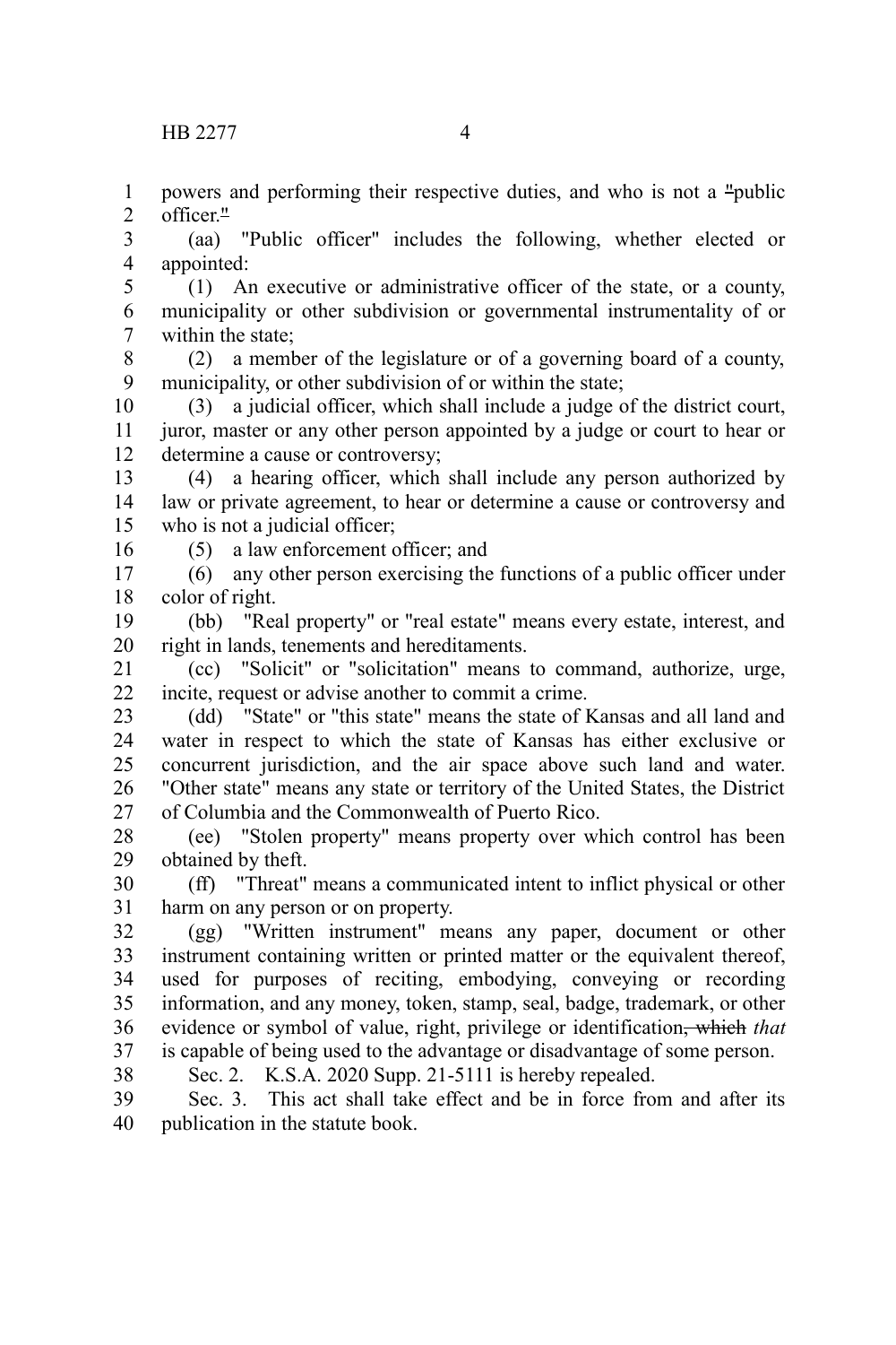powers and performing their respective duties, and who is not a "public officer."

(aa) "Public officer" includes the following, whether elected or appointed:

(1) An executive or administrative officer of the state, or a county, municipality or other subdivision or governmental instrumentality of or within the state;

(2) a member of the legislature or of a governing board of a county, municipality, or other subdivision of or within the state;

(3) a judicial officer, which shall include a judge of the district court, juror, master or any other person appointed by a judge or court to hear or determine a cause or controversy;

(4) a hearing officer, which shall include any person authorized by law or private agreement, to hear or determine a cause or controversy and who is not a judicial officer;

(5) a law enforcement officer; and

(6) any other person exercising the functions of a public officer under color of right.

(bb) "Real property" or "real estate" means every estate, interest, and right in lands, tenements and hereditaments.

(cc) "Solicit" or "solicitation" means to command, authorize, urge, incite, request or advise another to commit a crime.

(dd) "State" or "this state" means the state of Kansas and all land and water in respect to which the state of Kansas has either exclusive or concurrent jurisdiction, and the air space above such land and water. "Other state" means any state or territory of the United States, the District of Columbia and the Commonwealth of Puerto Rico.

(ee) "Stolen property" means property over which control has been obtained by theft.

(ff) "Threat" means a communicated intent to inflict physical or other harm on any person or on property.

(gg) "Written instrument" means any paper, document or other instrument containing written or printed matter or the equivalent thereof, used for purposes of reciting, embodying, conveying or recording information, and any money, token, stamp, seal, badge, trademark, or other evidence or symbol of value, right, privilege or identification~~, which~~ *that* is capable of being used to the advantage or disadvantage of some person.

Sec. 2. K.S.A. 2020 Supp. 21-5111 is hereby repealed.

Sec. 3. This act shall take effect and be in force from and after its publication in the statute book.